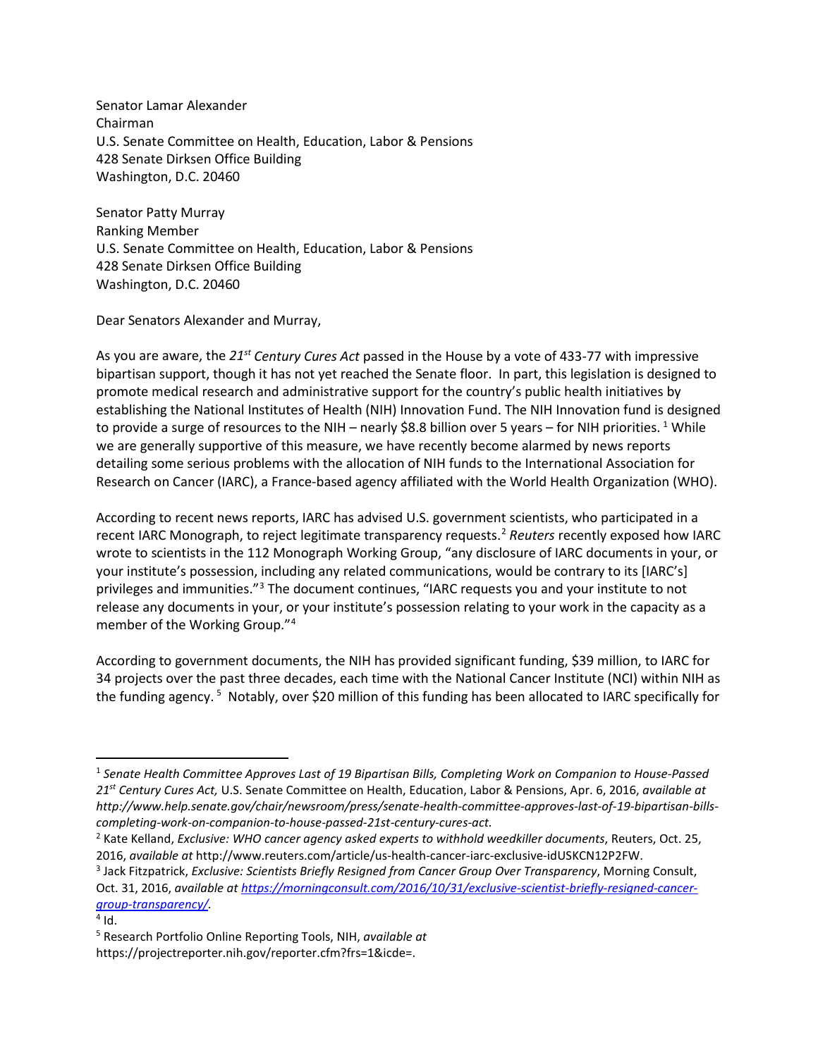Senator Lamar Alexander
Chairman
U.S. Senate Committee on Health, Education, Labor & Pensions
428 Senate Dirksen Office Building
Washington, D.C. 20460

Senator Patty Murray
Ranking Member
U.S. Senate Committee on Health, Education, Labor & Pensions
428 Senate Dirksen Office Building
Washington, D.C. 20460

Dear Senators Alexander and Murray,

As you are aware, the *21st Century Cures Act* passed in the House by a vote of 433-77 with impressive bipartisan support, though it has not yet reached the Senate floor. In part, this legislation is designed to promote medical research and administrative support for the country's public health initiatives by establishing the National Institutes of Health (NIH) Innovation Fund. The NIH Innovation fund is designed to provide a surge of resources to the NIH – nearly $8.8 billion over 5 years – for NIH priorities. [1] While we are generally supportive of this measure, we have recently become alarmed by news reports detailing some serious problems with the allocation of NIH funds to the International Association for Research on Cancer (IARC), a France-based agency affiliated with the World Health Organization (WHO).

According to recent news reports, IARC has advised U.S. government scientists, who participated in a recent IARC Monograph, to reject legitimate transparency requests.[2] *Reuters* recently exposed how IARC wrote to scientists in the 112 Monograph Working Group, "any disclosure of IARC documents in your, or your institute's possession, including any related communications, would be contrary to its [IARC's] privileges and immunities."[3] The document continues, "IARC requests you and your institute to not release any documents in your, or your institute's possession relating to your work in the capacity as a member of the Working Group."[4]

According to government documents, the NIH has provided significant funding, $39 million, to IARC for 34 projects over the past three decades, each time with the National Cancer Institute (NCI) within NIH as the funding agency. [5] Notably, over $20 million of this funding has been allocated to IARC specifically for

---

[1] *Senate Health Committee Approves Last of 19 Bipartisan Bills, Completing Work on Companion to House-Passed 21st Century Cures Act,* U.S. Senate Committee on Health, Education, Labor & Pensions, Apr. 6, 2016, *available at http://www.help.senate.gov/chair/newsroom/press/senate-health-committee-approves-last-of-19-bipartisan-bills-completing-work-on-companion-to-house-passed-21st-century-cures-act.*

[2] Kate Kelland, *Exclusive: WHO cancer agency asked experts to withhold weedkiller documents*, Reuters, Oct. 25, 2016, *available at* http://www.reuters.com/article/us-health-cancer-iarc-exclusive-idUSKCN12P2FW.

[3] Jack Fitzpatrick, *Exclusive: Scientists Briefly Resigned from Cancer Group Over Transparency*, Morning Consult, Oct. 31, 2016, *available at* https://morningconsult.com/2016/10/31/exclusive-scientist-briefly-resigned-cancer-group-transparency/.

[4] Id.

[5] Research Portfolio Online Reporting Tools, NIH, *available at* https://projectreporter.nih.gov/reporter.cfm?frs=1&icde=.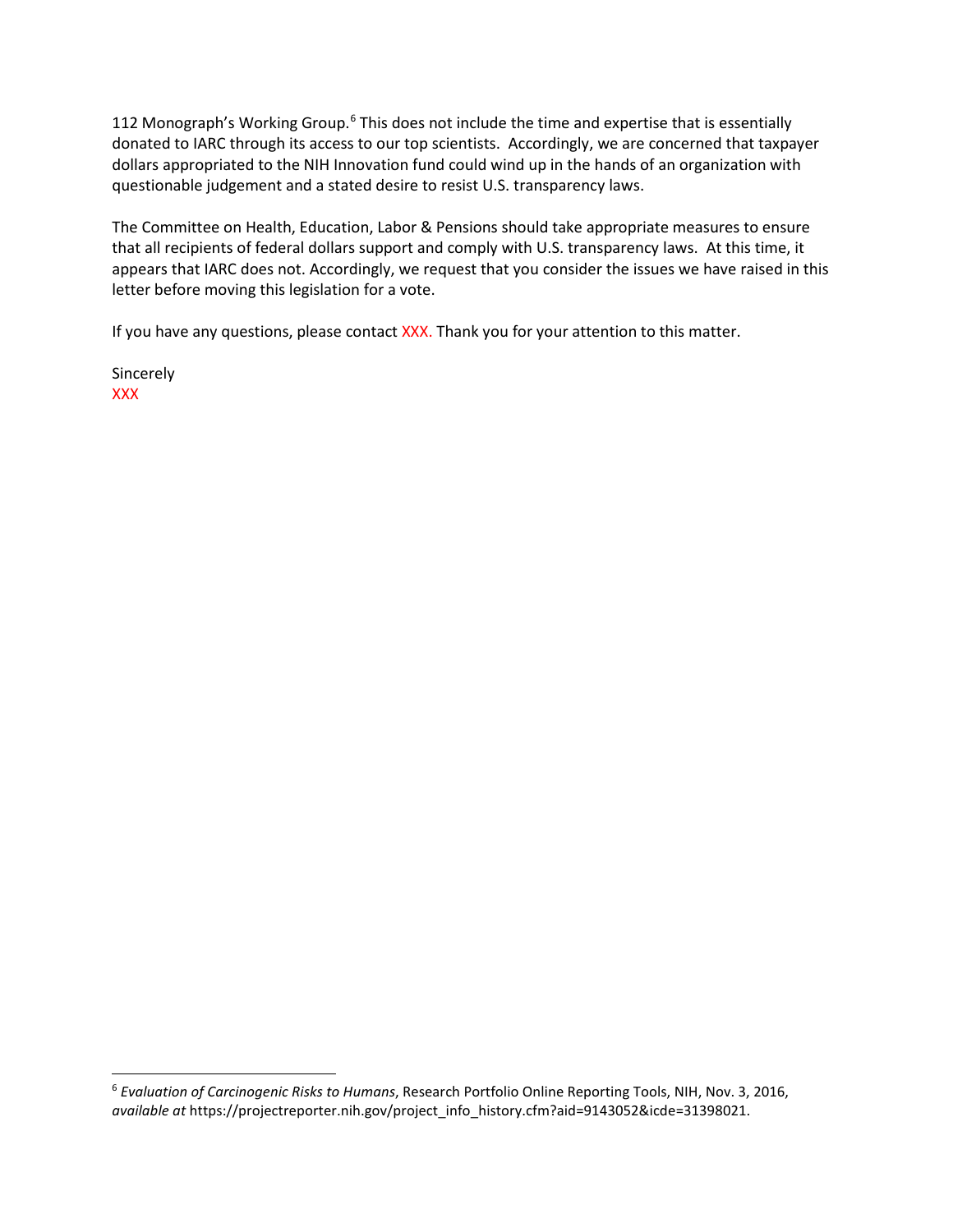112 Monograph's Working Group.[6] This does not include the time and expertise that is essentially donated to IARC through its access to our top scientists. Accordingly, we are concerned that taxpayer dollars appropriated to the NIH Innovation fund could wind up in the hands of an organization with questionable judgement and a stated desire to resist U.S. transparency laws.

The Committee on Health, Education, Labor & Pensions should take appropriate measures to ensure that all recipients of federal dollars support and comply with U.S. transparency laws. At this time, it appears that IARC does not. Accordingly, we request that you consider the issues we have raised in this letter before moving this legislation for a vote.

If you have any questions, please contact XXX. Thank you for your attention to this matter.

Sincerely
XXX

---

[6] *Evaluation of Carcinogenic Risks to Humans*, Research Portfolio Online Reporting Tools, NIH, Nov. 3, 2016, *available at* https://projectreporter.nih.gov/project_info_history.cfm?aid=9143052&icde=31398021.